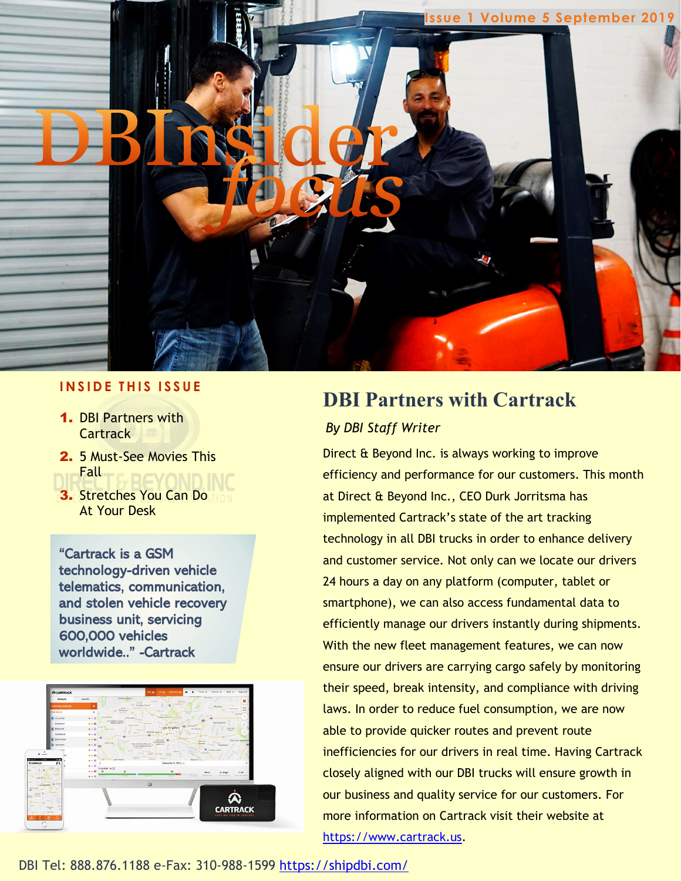Issue 1 Volume 5 September 2019

# DBInsider *focus*

## INSIDE THIS ISSUE

1. DBI Partners with Cartrack
2. 5 Must-See Movies This Fall
3. Stretches You Can Do At Your Desk

"Cartrack is a GSM technology-driven vehicle telematics, communication, and stolen vehicle recovery business unit, servicing 600,000 vehicles worldwide.." -Cartrack

## DBI Partners with Cartrack

*By DBI Staff Writer*

Direct & Beyond Inc. is always working to improve efficiency and performance for our customers. This month at Direct & Beyond Inc., CEO Durk Jorritsma has implemented Cartrack's state of the art tracking technology in all DBI trucks in order to enhance delivery and customer service. Not only can we locate our drivers 24 hours a day on any platform (computer, tablet or smartphone), we can also access fundamental data to efficiently manage our drivers instantly during shipments. With the new fleet management features, we can now ensure our drivers are carrying cargo safely by monitoring their speed, break intensity, and compliance with driving laws. In order to reduce fuel consumption, we are now able to provide quicker routes and prevent route inefficiencies for our drivers in real time. Having Cartrack closely aligned with our DBI trucks will ensure growth in our business and quality service for our customers. For more information on Cartrack visit their website at https://www.cartrack.us.

DBI Tel: 888.876.1188 e-Fax: 310-988-1599 https://shipdbi.com/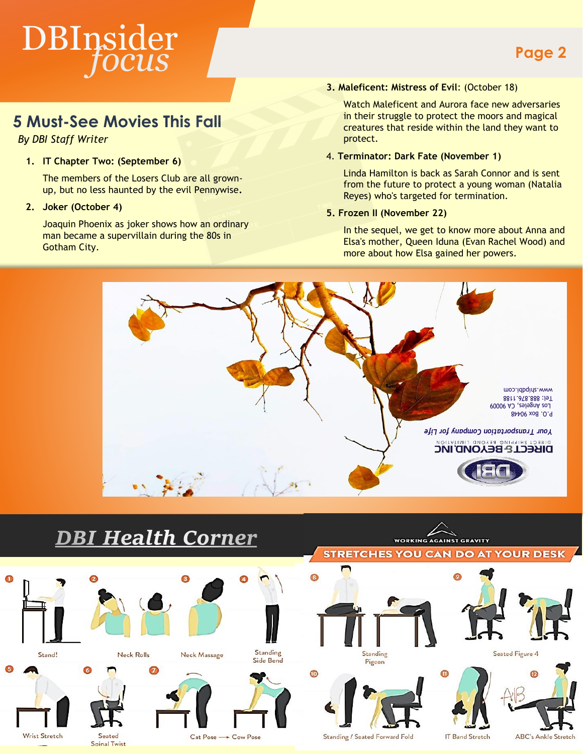## 5 Must-See Movies This Fall

*By DBI Staff Writer*

1. **IT Chapter Two: (September 6)**

   The members of the Losers Club are all grown-up, but no less haunted by the evil Pennywise.

2. **Joker (October 4)**

   Joaquin Phoenix as joker shows how an ordinary man became a supervillain during the 80s in Gotham City.

3. **Maleficent: Mistress of Evil**: (October 18)

   Watch Maleficent and Aurora face new adversaries in their struggle to protect the moors and magical creatures that reside within the land they want to protect.

4. **Terminator: Dark Fate (November 1)**

   Linda Hamilton is back as Sarah Connor and is sent from the future to protect a young woman (Natalia Reyes) who's targeted for termination.

5. **Frozen II (November 22)**

   In the sequel, we get to know more about Anna and Elsa's mother, Queen Iduna (Evan Rachel Wood) and more about how Elsa gained her powers.

DIRECT & BEYOND, INC

DIRECT SHIPPING BEYOND LIMITATION

*Your Transportation Company for Life*

P.O. Box 90448
Los Angeles, CA 90009
Tel: 888.876.1188
www.shipdbi.com

## DBI Health Corner

WORKING AGAINST GRAVITY

STRETCHES YOU CAN DO AT YOUR DESK

1. Stand!
2. Neck Rolls
3. Neck Massage
4. Standing Side Bend
5. Wrist Stretch
6. Seated Spinal Twist
7. Cat Pose → Cow Pose
8. Standing Pigeon
9. Seated Figure 4
10. Standing / Seated Forward Fold
11. IT Band Stretch
12. ABC's Ankle Stretch